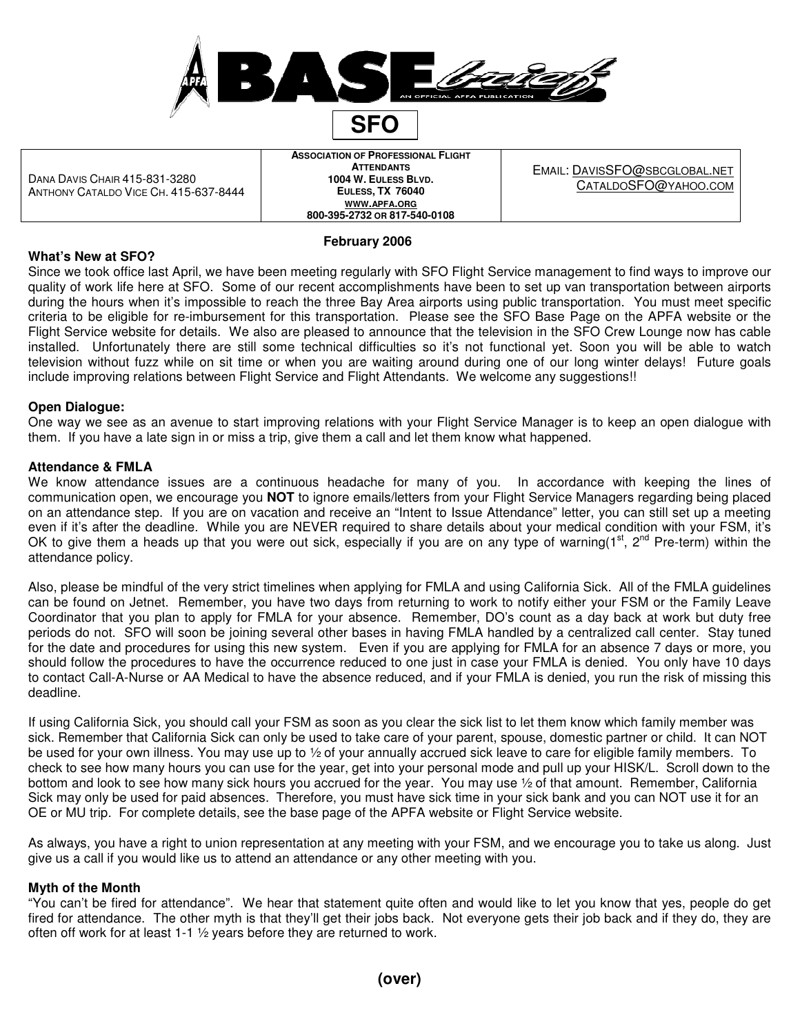# BASE brief

AN OFFICIAL APFA PUBLICATION

## SFO

| DANA DAVIS CHAIR 415-831-3280<br>ANTHONY CATALDO VICE CH. 415-637-8444 | **ASSOCIATION OF PROFESSIONAL FLIGHT ATTENDANTS**<br>**1004 W. EULESS BLVD.**<br>**EULESS, TX 76040**<br>**WWW.APFA.ORG**<br>**800-395-2732 OR 817-540-0108** | EMAIL: DAVISSFO@SBCGLOBAL.NET<br>CATALDOSFO@YAHOO.COM |
|---|---|---|

**February 2006**

### What's New at SFO?

Since we took office last April, we have been meeting regularly with SFO Flight Service management to find ways to improve our quality of work life here at SFO. Some of our recent accomplishments have been to set up van transportation between airports during the hours when it's impossible to reach the three Bay Area airports using public transportation. You must meet specific criteria to be eligible for re-imbursement for this transportation. Please see the SFO Base Page on the APFA website or the Flight Service website for details. We also are pleased to announce that the television in the SFO Crew Lounge now has cable installed. Unfortunately there are still some technical difficulties so it's not functional yet. Soon you will be able to watch television without fuzz while on sit time or when you are waiting around during one of our long winter delays! Future goals include improving relations between Flight Service and Flight Attendants. We welcome any suggestions!!

### Open Dialogue:

One way we see as an avenue to start improving relations with your Flight Service Manager is to keep an open dialogue with them. If you have a late sign in or miss a trip, give them a call and let them know what happened.

### Attendance & FMLA

We know attendance issues are a continuous headache for many of you. In accordance with keeping the lines of communication open, we encourage you **NOT** to ignore emails/letters from your Flight Service Managers regarding being placed on an attendance step. If you are on vacation and receive an "Intent to Issue Attendance" letter, you can still set up a meeting even if it's after the deadline. While you are NEVER required to share details about your medical condition with your FSM, it's OK to give them a heads up that you were out sick, especially if you are on any type of warning(1st, 2nd Pre-term) within the attendance policy.

Also, please be mindful of the very strict timelines when applying for FMLA and using California Sick. All of the FMLA guidelines can be found on Jetnet. Remember, you have two days from returning to work to notify either your FSM or the Family Leave Coordinator that you plan to apply for FMLA for your absence. Remember, DO's count as a day back at work but duty free periods do not. SFO will soon be joining several other bases in having FMLA handled by a centralized call center. Stay tuned for the date and procedures for using this new system. Even if you are applying for FMLA for an absence 7 days or more, you should follow the procedures to have the occurrence reduced to one just in case your FMLA is denied. You only have 10 days to contact Call-A-Nurse or AA Medical to have the absence reduced, and if your FMLA is denied, you run the risk of missing this deadline.

If using California Sick, you should call your FSM as soon as you clear the sick list to let them know which family member was sick. Remember that California Sick can only be used to take care of your parent, spouse, domestic partner or child. It can NOT be used for your own illness. You may use up to ½ of your annually accrued sick leave to care for eligible family members. To check to see how many hours you can use for the year, get into your personal mode and pull up your HISK/L. Scroll down to the bottom and look to see how many sick hours you accrued for the year. You may use ½ of that amount. Remember, California Sick may only be used for paid absences. Therefore, you must have sick time in your sick bank and you can NOT use it for an OE or MU trip. For complete details, see the base page of the APFA website or Flight Service website.

As always, you have a right to union representation at any meeting with your FSM, and we encourage you to take us along. Just give us a call if you would like us to attend an attendance or any other meeting with you.

### Myth of the Month

"You can't be fired for attendance". We hear that statement quite often and would like to let you know that yes, people do get fired for attendance. The other myth is that they'll get their jobs back. Not everyone gets their job back and if they do, they are often off work for at least 1-1 ½ years before they are returned to work.

**(over)**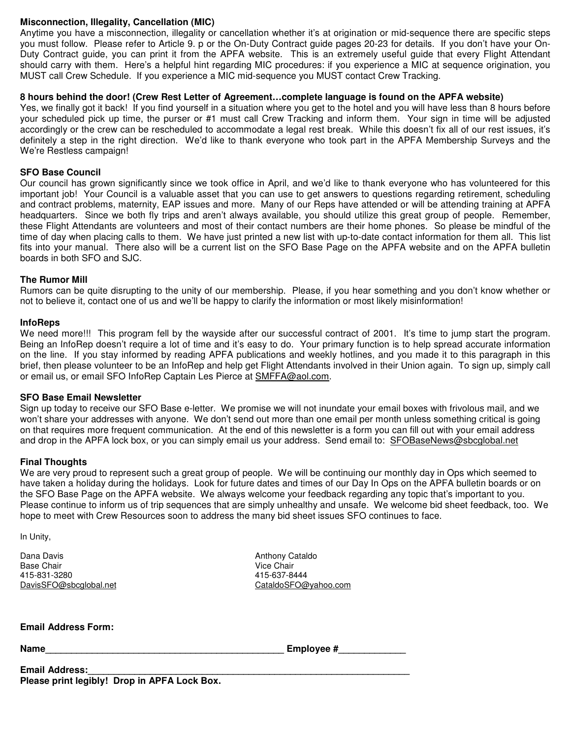**Misconnection, Illegality, Cancellation (MIC)**
Anytime you have a misconnection, illegality or cancellation whether it's at origination or mid-sequence there are specific steps you must follow. Please refer to Article 9. p or the On-Duty Contract guide pages 20-23 for details. If you don't have your On-Duty Contract guide, you can print it from the APFA website. This is an extremely useful guide that every Flight Attendant should carry with them. Here's a helpful hint regarding MIC procedures: if you experience a MIC at sequence origination, you MUST call Crew Schedule. If you experience a MIC mid-sequence you MUST contact Crew Tracking.

**8 hours behind the door! (Crew Rest Letter of Agreement…complete language is found on the APFA website)**
Yes, we finally got it back! If you find yourself in a situation where you get to the hotel and you will have less than 8 hours before your scheduled pick up time, the purser or #1 must call Crew Tracking and inform them. Your sign in time will be adjusted accordingly or the crew can be rescheduled to accommodate a legal rest break. While this doesn't fix all of our rest issues, it's definitely a step in the right direction. We'd like to thank everyone who took part in the APFA Membership Surveys and the We're Restless campaign!

**SFO Base Council**
Our council has grown significantly since we took office in April, and we'd like to thank everyone who has volunteered for this important job! Your Council is a valuable asset that you can use to get answers to questions regarding retirement, scheduling and contract problems, maternity, EAP issues and more. Many of our Reps have attended or will be attending training at APFA headquarters. Since we both fly trips and aren't always available, you should utilize this great group of people. Remember, these Flight Attendants are volunteers and most of their contact numbers are their home phones. So please be mindful of the time of day when placing calls to them. We have just printed a new list with up-to-date contact information for them all. This list fits into your manual. There also will be a current list on the SFO Base Page on the APFA website and on the APFA bulletin boards in both SFO and SJC.

**The Rumor Mill**
Rumors can be quite disrupting to the unity of our membership. Please, if you hear something and you don't know whether or not to believe it, contact one of us and we'll be happy to clarify the information or most likely misinformation!

**InfoReps**
We need more!!! This program fell by the wayside after our successful contract of 2001. It's time to jump start the program. Being an InfoRep doesn't require a lot of time and it's easy to do. Your primary function is to help spread accurate information on the line. If you stay informed by reading APFA publications and weekly hotlines, and you made it to this paragraph in this brief, then please volunteer to be an InfoRep and help get Flight Attendants involved in their Union again. To sign up, simply call or email us, or email SFO InfoRep Captain Les Pierce at SMFFA@aol.com.

**SFO Base Email Newsletter**
Sign up today to receive our SFO Base e-letter. We promise we will not inundate your email boxes with frivolous mail, and we won't share your addresses with anyone. We don't send out more than one email per month unless something critical is going on that requires more frequent communication. At the end of this newsletter is a form you can fill out with your email address and drop in the APFA lock box, or you can simply email us your address. Send email to: SFOBaseNews@sbcglobal.net

**Final Thoughts**
We are very proud to represent such a great group of people. We will be continuing our monthly day in Ops which seemed to have taken a holiday during the holidays. Look for future dates and times of our Day In Ops on the APFA bulletin boards or on the SFO Base Page on the APFA website. We always welcome your feedback regarding any topic that's important to you. Please continue to inform us of trip sequences that are simply unhealthy and unsafe. We welcome bid sheet feedback, too. We hope to meet with Crew Resources soon to address the many bid sheet issues SFO continues to face.

In Unity,

Dana Davis
Base Chair
415-831-3280
DavisSFO@sbcglobal.net

Anthony Cataldo
Vice Chair
415-637-8444
CataldoSFO@yahoo.com

**Email Address Form:**

**Name**_______________________________________________ **Employee #**____________

**Email Address:**_______________________________________________________________
**Please print legibly! Drop in APFA Lock Box.**